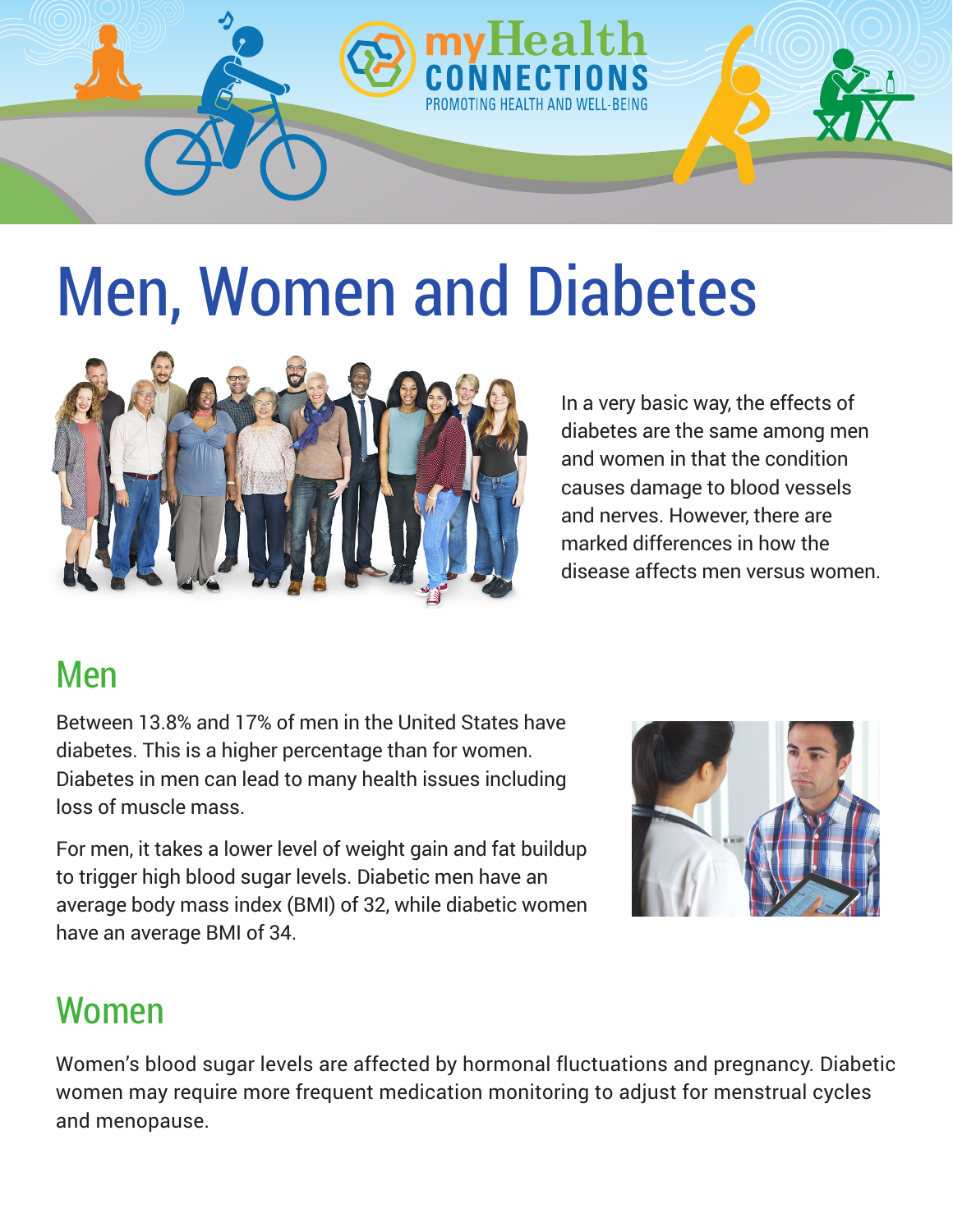# Men, Women and Diabetes

In a very basic way, the effects of diabetes are the same among men and women in that the condition causes damage to blood vessels and nerves. However, there are marked differences in how the disease affects men versus women.

## Men

Between 13.8% and 17% of men in the United States have diabetes. This is a higher percentage than for women. Diabetes in men can lead to many health issues including loss of muscle mass.

For men, it takes a lower level of weight gain and fat buildup to trigger high blood sugar levels. Diabetic men have an average body mass index (BMI) of 32, while diabetic women have an average BMI of 34.

## Women

Women's blood sugar levels are affected by hormonal fluctuations and pregnancy. Diabetic women may require more frequent medication monitoring to adjust for menstrual cycles and menopause.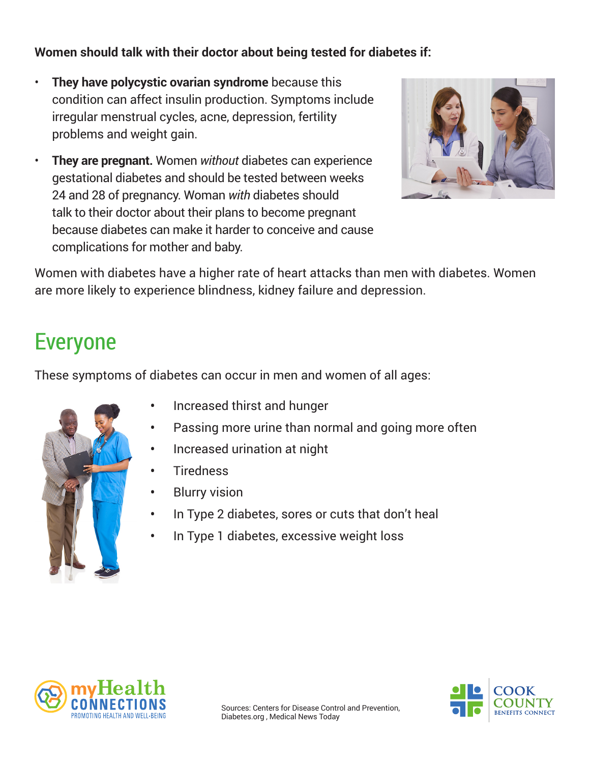**Women should talk with their doctor about being tested for diabetes if:**

- **They have polycystic ovarian syndrome** because this condition can affect insulin production. Symptoms include irregular menstrual cycles, acne, depression, fertility problems and weight gain.
- **They are pregnant.** Women *without* diabetes can experience gestational diabetes and should be tested between weeks 24 and 28 of pregnancy. Woman *with* diabetes should talk to their doctor about their plans to become pregnant because diabetes can make it harder to conceive and cause complications for mother and baby.

Women with diabetes have a higher rate of heart attacks than men with diabetes. Women are more likely to experience blindness, kidney failure and depression.

## Everyone

These symptoms of diabetes can occur in men and women of all ages:

- Increased thirst and hunger
- Passing more urine than normal and going more often
- Increased urination at night
- Tiredness
- Blurry vision
- In Type 2 diabetes, sores or cuts that don't heal
- In Type 1 diabetes, excessive weight loss

Sources: Centers for Disease Control and Prevention, Diabetes.org , Medical News Today